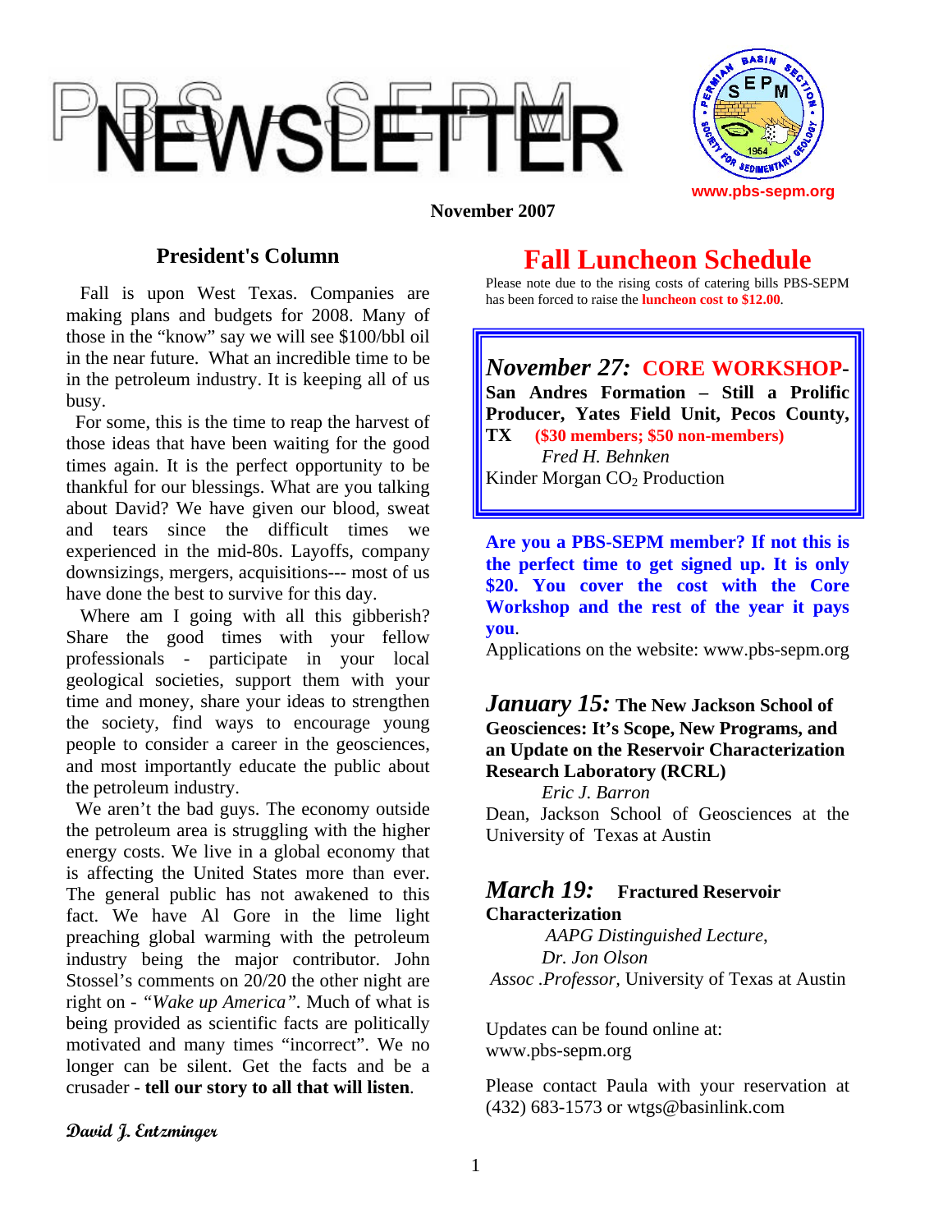# PBS-SEPM NEWSLETTER

www.pbs-sepm.org

**November 2007**

## President's Column

Fall is upon West Texas. Companies are making plans and budgets for 2008. Many of those in the "know" say we will see $100/bbl oil in the near future. What an incredible time to be in the petroleum industry. It is keeping all of us busy.

For some, this is the time to reap the harvest of those ideas that have been waiting for the good times again. It is the perfect opportunity to be thankful for our blessings. What are you talking about David? We have given our blood, sweat and tears since the difficult times we experienced in the mid-80s. Layoffs, company downsizings, mergers, acquisitions--- most of us have done the best to survive for this day.

Where am I going with all this gibberish? Share the good times with your fellow professionals - participate in your local geological societies, support them with your time and money, share your ideas to strengthen the society, find ways to encourage young people to consider a career in the geosciences, and most importantly educate the public about the petroleum industry.

We aren't the bad guys. The economy outside the petroleum area is struggling with the higher energy costs. We live in a global economy that is affecting the United States more than ever. The general public has not awakened to this fact. We have Al Gore in the lime light preaching global warming with the petroleum industry being the major contributor. John Stossel's comments on 20/20 the other night are right on - *"Wake up America"*. Much of what is being provided as scientific facts are politically motivated and many times "incorrect". We no longer can be silent. Get the facts and be a crusader - **tell our story to all that will listen**.

*David J. Entzminger*

## Fall Luncheon Schedule

Please note due to the rising costs of catering bills PBS-SEPM has been forced to raise the **luncheon cost to $12.00**.

***November 27:*** **CORE WORKSHOP- San Andres Formation – Still a Prolific Producer, Yates Field Unit, Pecos County, TX** **($30 members; $50 non-members)**
*Fred H. Behnken*
Kinder Morgan $CO_2$ Production

**Are you a PBS-SEPM member? If not this is the perfect time to get signed up. It is only $20. You cover the cost with the Core Workshop and the rest of the year it pays you.**
Applications on the website: www.pbs-sepm.org

***January 15:*** **The New Jackson School of Geosciences: It's Scope, New Programs, and an Update on the Reservoir Characterization Research Laboratory (RCRL)**
*Eric J. Barron*
Dean, Jackson School of Geosciences at the University of Texas at Austin

***March 19:*** **Fractured Reservoir Characterization**
*AAPG Distinguished Lecture,*
*Dr. Jon Olson*
*Assoc .Professor,* University of Texas at Austin

Updates can be found online at: www.pbs-sepm.org

Please contact Paula with your reservation at (432) 683-1573 or wtgs@basinlink.com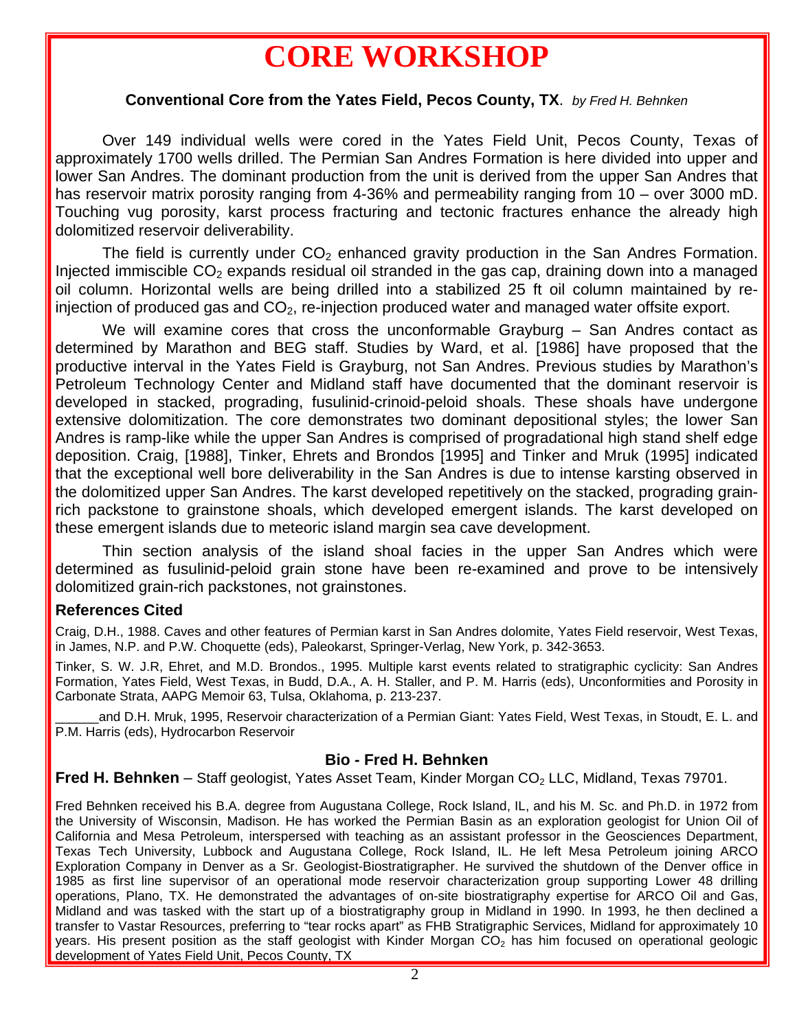# CORE WORKSHOP

**Conventional Core from the Yates Field, Pecos County, TX**. *by Fred H. Behnken*

Over 149 individual wells were cored in the Yates Field Unit, Pecos County, Texas of approximately 1700 wells drilled. The Permian San Andres Formation is here divided into upper and lower San Andres. The dominant production from the unit is derived from the upper San Andres that has reservoir matrix porosity ranging from 4-36% and permeability ranging from 10 – over 3000 mD. Touching vug porosity, karst process fracturing and tectonic fractures enhance the already high dolomitized reservoir deliverability.

The field is currently under $CO_2$ enhanced gravity production in the San Andres Formation. Injected immiscible $CO_2$ expands residual oil stranded in the gas cap, draining down into a managed oil column. Horizontal wells are being drilled into a stabilized 25 ft oil column maintained by re-injection of produced gas and $CO_2$, re-injection produced water and managed water offsite export.

We will examine cores that cross the unconformable Grayburg – San Andres contact as determined by Marathon and BEG staff. Studies by Ward, et al. [1986] have proposed that the productive interval in the Yates Field is Grayburg, not San Andres. Previous studies by Marathon's Petroleum Technology Center and Midland staff have documented that the dominant reservoir is developed in stacked, prograding, fusulinid-crinoid-peloid shoals. These shoals have undergone extensive dolomitization. The core demonstrates two dominant depositional styles; the lower San Andres is ramp-like while the upper San Andres is comprised of progradational high stand shelf edge deposition. Craig, [1988], Tinker, Ehrets and Brondos [1995] and Tinker and Mruk (1995] indicated that the exceptional well bore deliverability in the San Andres is due to intense karsting observed in the dolomitized upper San Andres. The karst developed repetitively on the stacked, prograding grain-rich packstone to grainstone shoals, which developed emergent islands. The karst developed on these emergent islands due to meteoric island margin sea cave development.

Thin section analysis of the island shoal facies in the upper San Andres which were determined as fusulinid-peloid grain stone have been re-examined and prove to be intensively dolomitized grain-rich packstones, not grainstones.

### References Cited

Craig, D.H., 1988. Caves and other features of Permian karst in San Andres dolomite, Yates Field reservoir, West Texas, in James, N.P. and P.W. Choquette (eds), Paleokarst, Springer-Verlag, New York, p. 342-3653.

Tinker, S. W. J.R, Ehret, and M.D. Brondos., 1995. Multiple karst events related to stratigraphic cyclicity: San Andres Formation, Yates Field, West Texas, in Budd, D.A., A. H. Staller, and P. M. Harris (eds), Unconformities and Porosity in Carbonate Strata, AAPG Memoir 63, Tulsa, Oklahoma, p. 213-237.

______and D.H. Mruk, 1995, Reservoir characterization of a Permian Giant: Yates Field, West Texas, in Stoudt, E. L. and P.M. Harris (eds), Hydrocarbon Reservoir

### Bio - Fred H. Behnken

**Fred H. Behnken** – Staff geologist, Yates Asset Team, Kinder Morgan $CO_2$ LLC, Midland, Texas 79701.

Fred Behnken received his B.A. degree from Augustana College, Rock Island, IL, and his M. Sc. and Ph.D. in 1972 from the University of Wisconsin, Madison. He has worked the Permian Basin as an exploration geologist for Union Oil of California and Mesa Petroleum, interspersed with teaching as an assistant professor in the Geosciences Department, Texas Tech University, Lubbock and Augustana College, Rock Island, IL. He left Mesa Petroleum joining ARCO Exploration Company in Denver as a Sr. Geologist-Biostratigrapher. He survived the shutdown of the Denver office in 1985 as first line supervisor of an operational mode reservoir characterization group supporting Lower 48 drilling operations, Plano, TX. He demonstrated the advantages of on-site biostratigraphy expertise for ARCO Oil and Gas, Midland and was tasked with the start up of a biostratigraphy group in Midland in 1990. In 1993, he then declined a transfer to Vastar Resources, preferring to "tear rocks apart" as FHB Stratigraphic Services, Midland for approximately 10 years. His present position as the staff geologist with Kinder Morgan $CO_2$ has him focused on operational geologic development of Yates Field Unit, Pecos County, TX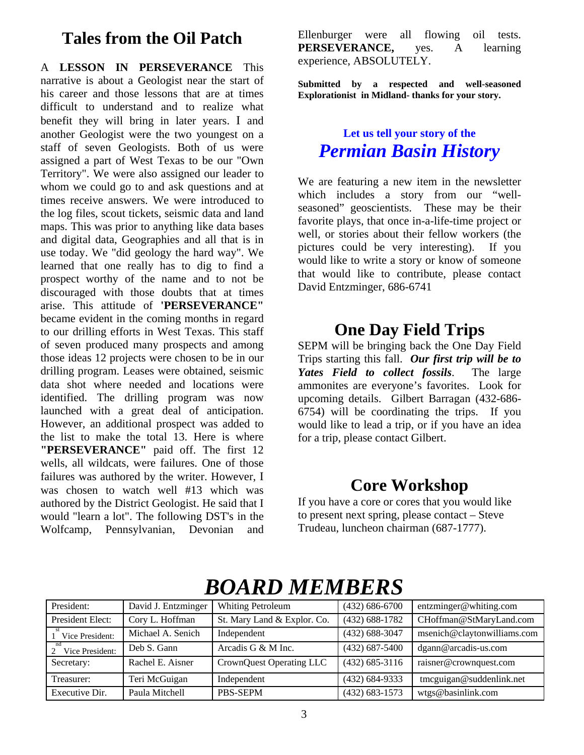## Tales from the Oil Patch

A **LESSON IN PERSEVERANCE** This narrative is about a Geologist near the start of his career and those lessons that are at times difficult to understand and to realize what benefit they will bring in later years. I and another Geologist were the two youngest on a staff of seven Geologists. Both of us were assigned a part of West Texas to be our "Own Territory". We were also assigned our leader to whom we could go to and ask questions and at times receive answers. We were introduced to the log files, scout tickets, seismic data and land maps. This was prior to anything like data bases and digital data, Geographies and all that is in use today. We "did geology the hard way". We learned that one really has to dig to find a prospect worthy of the name and to not be discouraged with those doubts that at times arise. This attitude of **'PERSEVERANCE"** became evident in the coming months in regard to our drilling efforts in West Texas. This staff of seven produced many prospects and among those ideas 12 projects were chosen to be in our drilling program. Leases were obtained, seismic data shot where needed and locations were identified. The drilling program was now launched with a great deal of anticipation. However, an additional prospect was added to the list to make the total 13. Here is where **"PERSEVERANCE"** paid off. The first 12 wells, all wildcats, were failures. One of those failures was authored by the writer. However, I was chosen to watch well #13 which was authored by the District Geologist. He said that I would "learn a lot". The following DST's in the Wolfcamp, Pennsylvanian, Devonian and Ellenburger were all flowing oil tests. **PERSEVERANCE,** yes. A learning experience, ABSOLUTELY.

**Submitted by a respected and well-seasoned Explorationist in Midland- thanks for your story.**

### Let us tell your story of the *Permian Basin History*

We are featuring a new item in the newsletter which includes a story from our "well-seasoned" geoscientists. These may be their favorite plays, that once in-a-life-time project or well, or stories about their fellow workers (the pictures could be very interesting). If you would like to write a story or know of someone that would like to contribute, please contact David Entzminger, 686-6741

## One Day Field Trips

SEPM will be bringing back the One Day Field Trips starting this fall. ***Our first trip will be to Yates Field to collect fossils***. The large ammonites are everyone's favorites. Look for upcoming details. Gilbert Barragan (432-686-6754) will be coordinating the trips. If you would like to lead a trip, or if you have an idea for a trip, please contact Gilbert.

## Core Workshop

If you have a core or cores that you would like to present next spring, please contact – Steve Trudeau, luncheon chairman (687-1777).

## *BOARD MEMBERS*

| | | | | |
|---|---|---|---|---|
| President: | David J. Entzminger | Whiting Petroleum | (432) 686-6700 | entzminger@whiting.com |
| President Elect: | Cory L. Hoffman | St. Mary Land & Explor. Co. | (432) 688-1782 | CHoffman@StMaryLand.com |
| 1st Vice President: | Michael A. Senich | Independent | (432) 688-3047 | msenich@claytonwilliams.com |
| 2nd Vice President: | Deb S. Gann | Arcadis G & M Inc. | (432) 687-5400 | dgann@arcadis-us.com |
| Secretary: | Rachel E. Aisner | CrownQuest Operating LLC | (432) 685-3116 | raisner@crownquest.com |
| Treasurer: | Teri McGuigan | Independent | (432) 684-9333 | tmcguigan@suddenlink.net |
| Executive Dir. | Paula Mitchell | PBS-SEPM | (432) 683-1573 | wtgs@basinlink.com |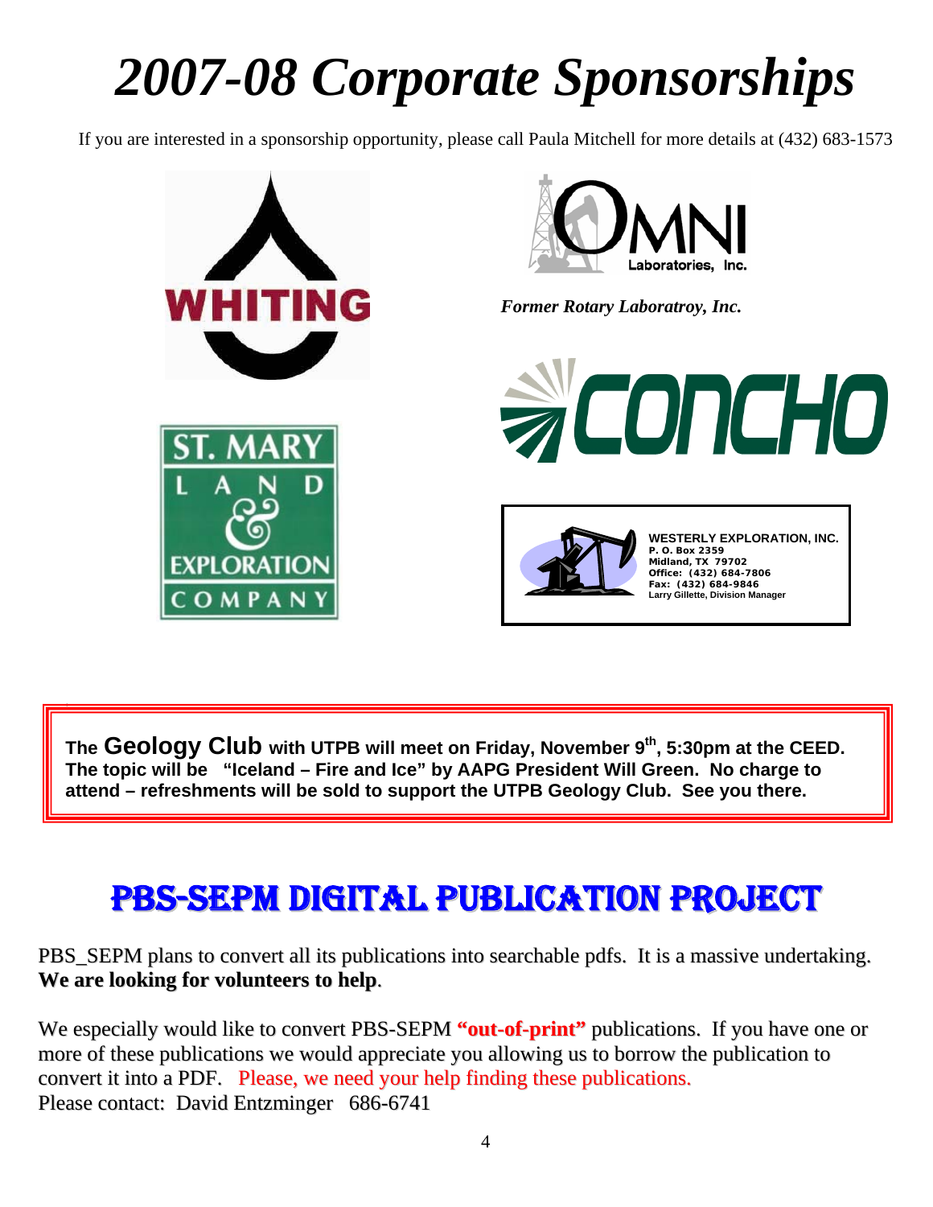# *2007-08 Corporate Sponsorships*

If you are interested in a sponsorship opportunity, please call Paula Mitchell for more details at (432) 683-1573

WHITING

OMNI Laboratories, Inc.

*Former Rotary Laboratroy, Inc.*

CONCHO

ST. MARY LAND & EXPLORATION COMPANY

**WESTERLY EXPLORATION, INC.**
**P. O. Box 2359**
**Midland, TX 79702**
**Office: (432) 684-7806**
**Fax: (432) 684-9846**
**Larry Gillette, Division Manager**

**The Geology Club with UTPB will meet on Friday, November 9th, 5:30pm at the CEED. The topic will be "Iceland – Fire and Ice" by AAPG President Will Green. No charge to attend – refreshments will be sold to support the UTPB Geology Club. See you there.**

## PBS-SEPM DIGITAL PUBLICATION PROJECT

PBS_SEPM plans to convert all its publications into searchable pdfs. It is a massive undertaking. **We are looking for volunteers to help**.

We especially would like to convert PBS-SEPM **"out-of-print"** publications. If you have one or more of these publications we would appreciate you allowing us to borrow the publication to convert it into a PDF. Please, we need your help finding these publications.
Please contact: David Entzminger 686-6741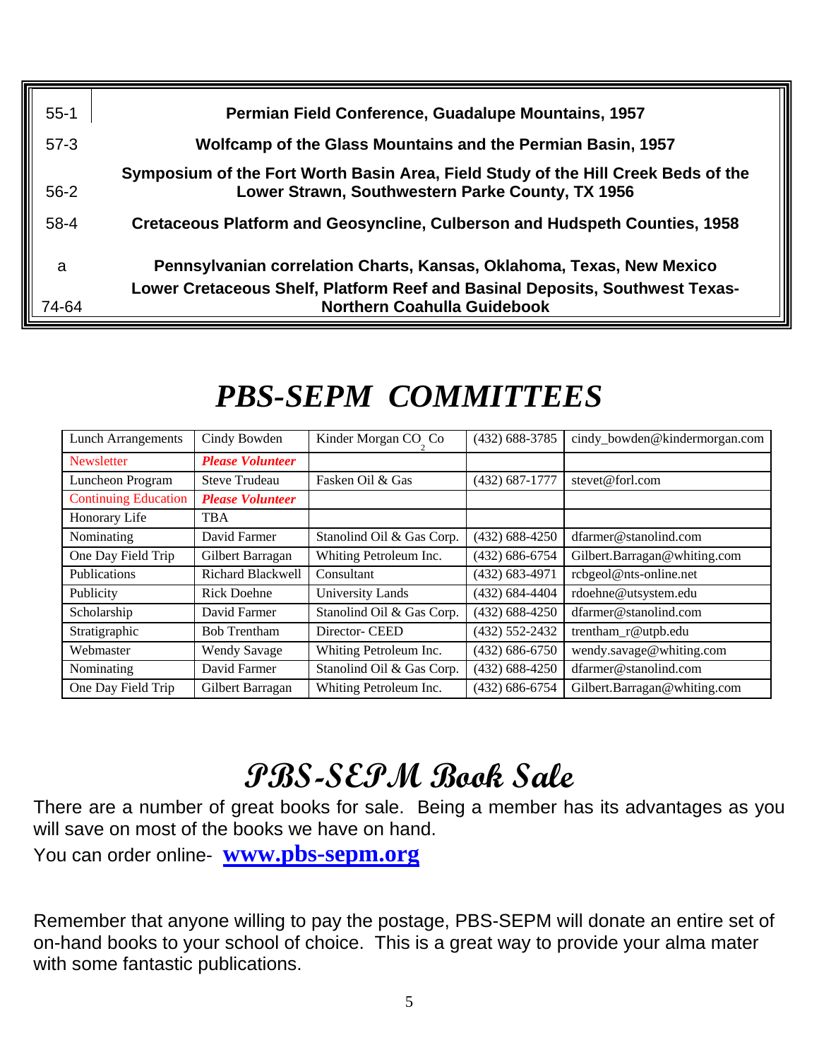| | |
|---|---|
| 55-1 | **Permian Field Conference, Guadalupe Mountains, 1957** |
| 57-3 | **Wolfcamp of the Glass Mountains and the Permian Basin, 1957** |
| 56-2 | **Symposium of the Fort Worth Basin Area, Field Study of the Hill Creek Beds of the Lower Strawn, Southwestern Parke County, TX 1956** |
| 58-4 | **Cretaceous Platform and Geosyncline, Culberson and Hudspeth Counties, 1958** |
| a | **Pennsylvanian correlation Charts, Kansas, Oklahoma, Texas, New Mexico** |
| 74-64 | **Lower Cretaceous Shelf, Platform Reef and Basinal Deposits, Southwest Texas-Northern Coahulla Guidebook** |

# *PBS-SEPM COMMITTEES*

| | | | | |
|---|---|---|---|---|
| Lunch Arrangements | Cindy Bowden | Kinder Morgan $CO_2$ Co | (432) 688-3785 | cindy_bowden@kindermorgan.com |
| Newsletter | ***Please Volunteer*** | | | |
| Luncheon Program | Steve Trudeau | Fasken Oil & Gas | (432) 687-1777 | stevet@forl.com |
| Continuing Education | ***Please Volunteer*** | | | |
| Honorary Life | TBA | | | |
| Nominating | David Farmer | Stanolind Oil & Gas Corp. | (432) 688-4250 | dfarmer@stanolind.com |
| One Day Field Trip | Gilbert Barragan | Whiting Petroleum Inc. | (432) 686-6754 | Gilbert.Barragan@whiting.com |
| Publications | Richard Blackwell | Consultant | (432) 683-4971 | rcbgeol@nts-online.net |
| Publicity | Rick Doehne | University Lands | (432) 684-4404 | rdoehne@utsystem.edu |
| Scholarship | David Farmer | Stanolind Oil & Gas Corp. | (432) 688-4250 | dfarmer@stanolind.com |
| Stratigraphic | Bob Trentham | Director- CEED | (432) 552-2432 | trentham_r@utpb.edu |
| Webmaster | Wendy Savage | Whiting Petroleum Inc. | (432) 686-6750 | wendy.savage@whiting.com |
| Nominating | David Farmer | Stanolind Oil & Gas Corp. | (432) 688-4250 | dfarmer@stanolind.com |
| One Day Field Trip | Gilbert Barragan | Whiting Petroleum Inc. | (432) 686-6754 | Gilbert.Barragan@whiting.com |

# PBS-SEPM Book Sale

There are a number of great books for sale. Being a member has its advantages as you will save on most of the books we have on hand.

You can order online- **www.pbs-sepm.org**

Remember that anyone willing to pay the postage, PBS-SEPM will donate an entire set of on-hand books to your school of choice. This is a great way to provide your alma mater with some fantastic publications.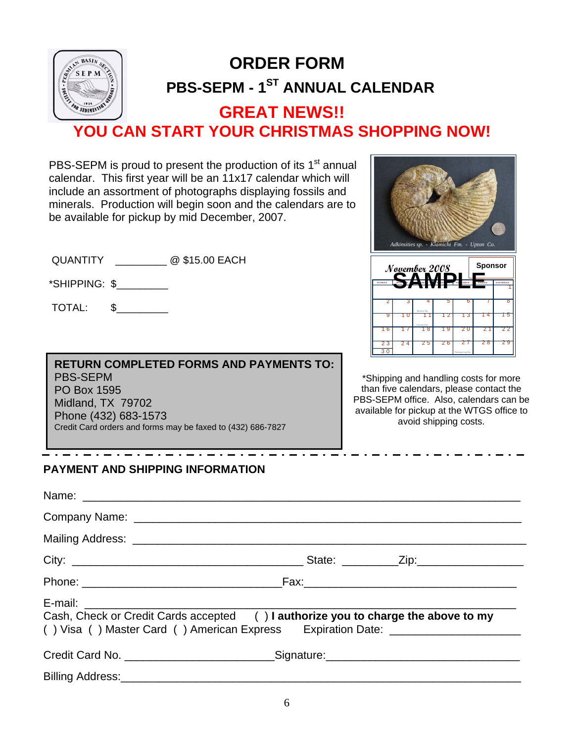# ORDER FORM

## PBS-SEPM - 1ST ANNUAL CALENDAR

## GREAT NEWS!!

## YOU CAN START YOUR CHRISTMAS SHOPPING NOW!

PBS-SEPM is proud to present the production of its 1st annual calendar. This first year will be an 11x17 calendar which will include an assortment of photographs displaying fossils and minerals. Production will begin soon and the calendars are to be available for pickup by mid December, 2007.

QUANTITY _________ @ $15.00 EACH

*SHIPPING: $_________

TOTAL: $_________

*Adkinsities sp. - Kiamichi Fm. - Upton Co.*

November 2008 — SAMPLE — Sponsor

*Shipping and handling costs for more than five calendars, please contact the PBS-SEPM office. Also, calendars can be available for pickup at the WTGS office to avoid shipping costs.

**RETURN COMPLETED FORMS AND PAYMENTS TO:**
PBS-SEPM
PO Box 1595
Midland, TX 79702
Phone (432) 683-1573
Credit Card orders and forms may be faxed to (432) 686-7827

---

### PAYMENT AND SHIPPING INFORMATION

Name: ____________________________________________

Company Name: ____________________________________________

Mailing Address: ____________________________________________

City: ______________________ State: _________Zip:_____________

Phone: ______________________Fax:______________________

E-mail: ____________________________________________

Cash, Check or Credit Cards accepted ( ) **I authorize you to charge the above to my**
( ) Visa ( ) Master Card ( ) American Express Expression Date: _____________________

Credit Card No. ______________________Signature:______________________

Billing Address:____________________________________________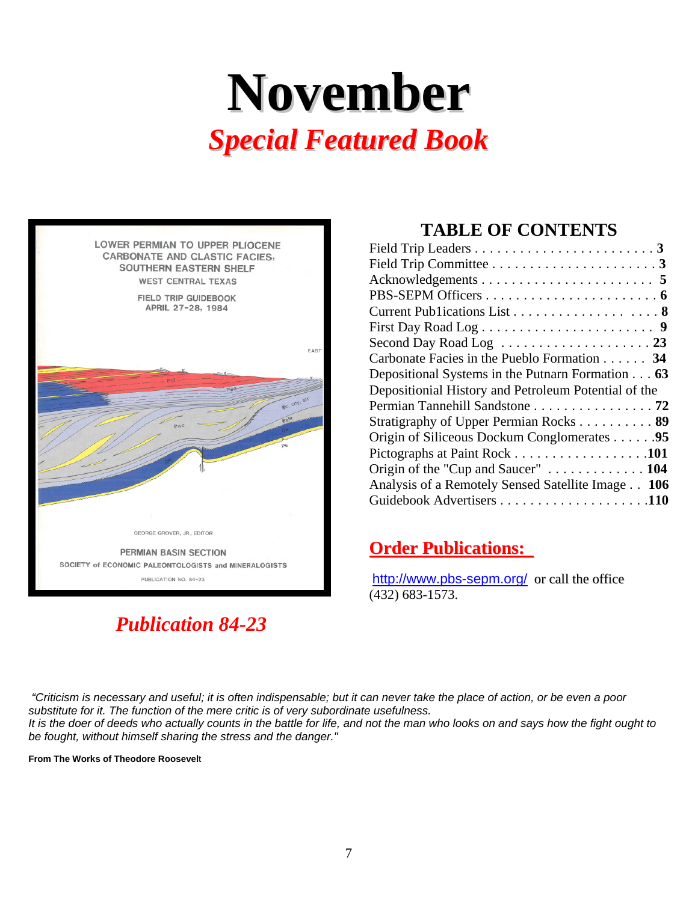# November

## *Special Featured Book*

LOWER PERMIAN TO UPPER PLIOCENE CARBONATE AND CLASTIC FACIES, SOUTHERN EASTERN SHELF

WEST CENTRAL TEXAS

FIELD TRIP GUIDEBOOK

APRIL 27-28, 1984

GEORGE GROVER, JR., EDITOR

PERMIAN BASIN SECTION

SOCIETY of ECONOMIC PALEONTOLOGISTS and MINERALOGISTS

PUBLICATION NO. 84-23

***Publication 84-23***

## TABLE OF CONTENTS

Field Trip Leaders . . . . . . . . . . . . . . . . . . . . . . . . . **3**
Field Trip Committee . . . . . . . . . . . . . . . . . . . . . . **3**
Acknowledgements . . . . . . . . . . . . . . . . . . . . . . . **5**
PBS-SEPM Officers . . . . . . . . . . . . . . . . . . . . . . . . **6**
Current Pub1ications List . . . . . . . . . . . . . . . . . . . . **8**
First Day Road Log . . . . . . . . . . . . . . . . . . . . . . . **9**
Second Day Road Log . . . . . . . . . . . . . . . . . . . . **23**
Carbonate Facies in the Pueblo Formation . . . . . . **34**
Depositional Systems in the Putnarn Formation . . . **63**
Depositionial History and Petroleum Potential of the Permian Tannehill Sandstone . . . . . . . . . . . . . . . . **72**
Stratigraphy of Upper Permian Rocks . . . . . . . . . . **89**
Origin of Siliceous Dockum Conglomerates . . . . . .**95**
Pictographs at Paint Rock . . . . . . . . . . . . . . . . . .**101**
Origin of the "Cup and Saucer" . . . . . . . . . . . . . **104**
Analysis of a Remotely Sensed Satellite Image . . **106**
Guidebook Advertisers . . . . . . . . . . . . . . . . . . . .**110**

## Order Publications:

http://www.pbs-sepm.org/ or call the office (432) 683-1573.

*"Criticism is necessary and useful; it is often indispensable; but it can never take the place of action, or be even a poor substitute for it. The function of the mere critic is of very subordinate usefulness.*
*It is the doer of deeds who actually counts in the battle for life, and not the man who looks on and says how the fight ought to be fought, without himself sharing the stress and the danger."*

**From The Works of Theodore Roosevelt**